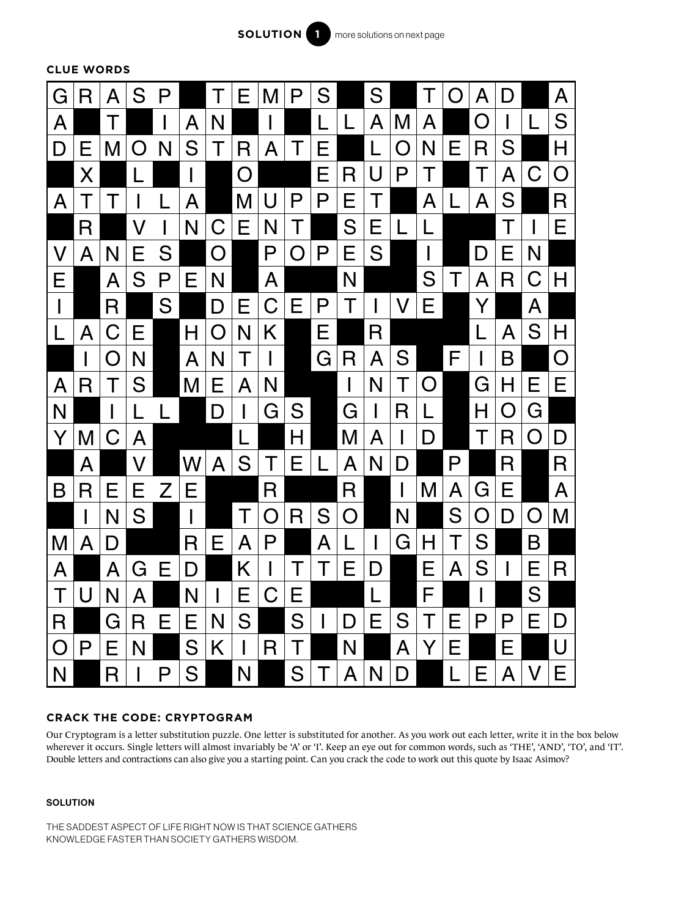**SOLUTION 1** more solutions on next page

**CLUE WORDS**

| G | R | A | S | P | | T | E | M | P | S | | S | | T | O | A | D | | A |
|---|---|---|---|---|---|---|---|---|---|---|---|---|---|---|---|---|---|---|---|
| A | | T | | I | A | N | | I | | L | L | A | M | A | | O | I | L | S |
| D | E | M | O | N | S | T | R | A | T | E | | L | O | N | E | R | S | | H |
| | X | | L | | I | | O | | | E | R | U | P | T | | T | A | C | O |
| A | T | T | I | L | A | | M | U | P | P | E | T | | A | L | A | S | | R |
| | R | | V | I | N | C | E | N | T | | S | E | L | L | | | T | I | E |
| V | A | N | E | S | | O | | P | O | P | E | S | | I | | D | E | N | |
| E | | A | S | P | E | N | | A | | | N | | | S | T | A | R | C | H |
| I | | R | | S | | D | E | C | E | P | T | I | V | E | | Y | | A | |
| L | A | C | E | | H | O | N | K | | E | | R | | | | L | A | S | H |
| | I | O | N | | A | N | T | I | | G | R | A | S | | F | I | B | | O |
| A | R | T | S | | M | E | A | N | | | I | N | T | O | | G | H | E | E |
| N | | I | L | L | | D | I | G | S | | G | I | R | L | | H | O | G | |
| Y | M | C | A | | | | L | | H | | M | A | I | D | | T | R | O | D |
| | A | | V | | W | A | S | T | E | L | A | N | D | | P | | R | | R |
| B | R | E | E | Z | E | | | R | | | R | | I | M | A | G | E | | A |
| | I | N | S | | I | | T | O | R | S | O | | N | | S | O | D | O | M |
| M | A | D | | | R | E | A | P | | A | L | I | G | H | T | S | | B | |
| A | | A | G | E | D | | K | I | T | T | E | D | | E | A | S | I | E | R |
| T | U | N | A | | N | I | E | C | E | | | L | | F | | I | | S | |
| R | | G | R | E | E | N | S | | S | I | D | E | S | T | E | P | P | E | D |
| O | P | E | N | | S | K | I | R | T | | N | | A | Y | E | | E | | U |
| N | | R | I | P | S | | N | | S | T | A | N | D | | L | E | A | V | E |

**CRACK THE CODE: CRYPTOGRAM**

Our Cryptogram is a letter substitution puzzle. One letter is substituted for another. As you work out each letter, write it in the box below wherever it occurs. Single letters will almost invariably be 'A' or 'I'. Keep an eye out for common words, such as 'THE', 'AND', 'TO', and 'IT'. Double letters and contractions can also give you a starting point. Can you crack the code to work out this quote by Isaac Asimov?

**SOLUTION**

THE SADDEST ASPECT OF LIFE RIGHT NOW IS THAT SCIENCE GATHERS KNOWLEDGE FASTER THAN SOCIETY GATHERS WISDOM.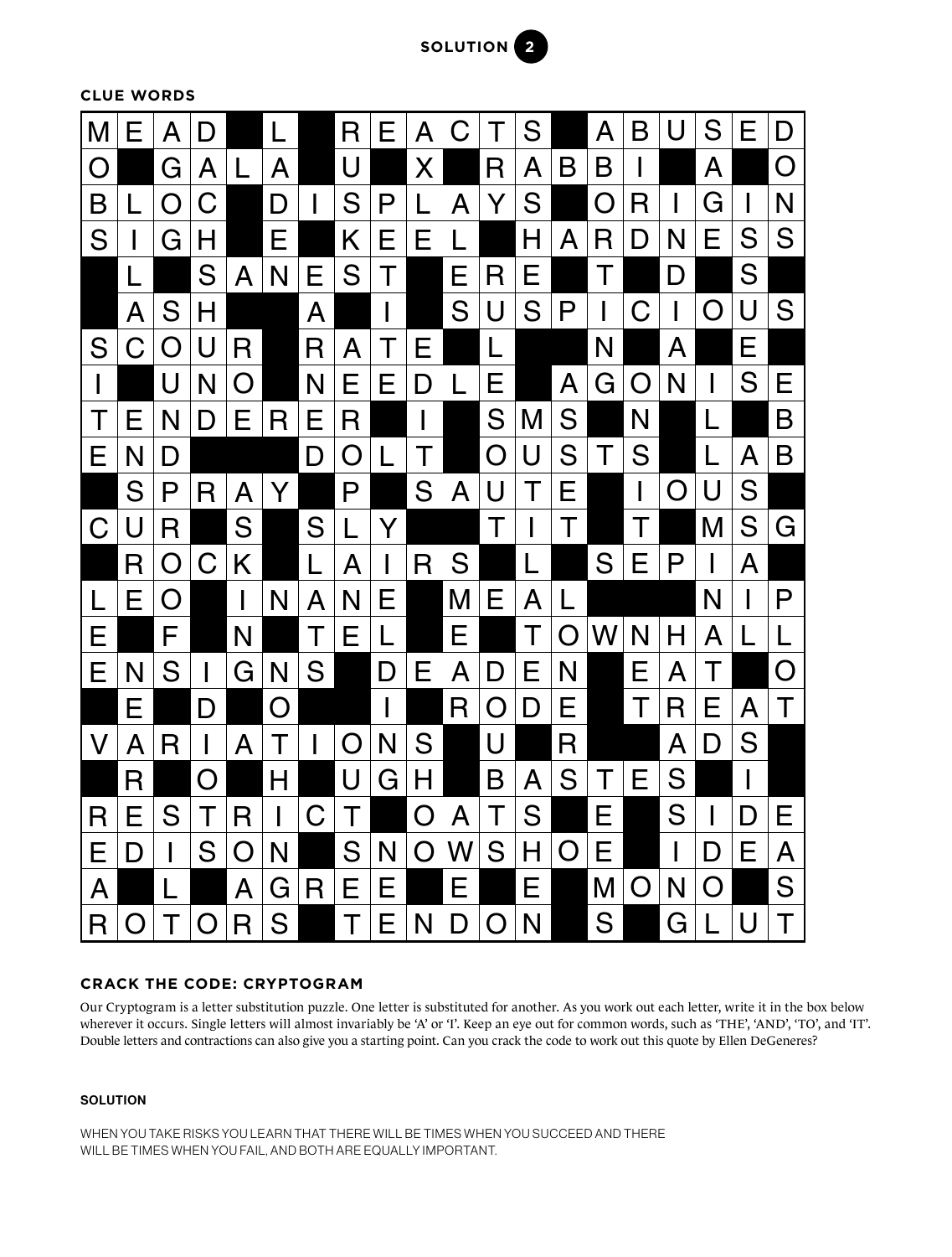**SOLUTION 2**

**CLUE WORDS**

| | | | | | | | | | | | | | | | | | | | |
|---|---|---|---|---|---|---|---|---|---|---|---|---|---|---|---|---|---|---|---|
| M | E | A | D | ■ | L | ■ | R | E | A | C | T | S | ■ | A | B | U | S | E | D |
| O | ■ | G | A | L | A | ■ | U | ■ | X | ■ | R | A | B | B | I | ■ | A | ■ | O |
| B | L | O | C | ■ | D | I | S | P | L | A | Y | S | ■ | O | R | I | G | I | N |
| S | I | G | H | ■ | E | ■ | K | E | E | L | ■ | H | A | R | D | N | E | S | S |
| ■ | L | ■ | S | A | N | E | S | T | ■ | E | R | E | ■ | T | ■ | D | ■ | S | ■ |
| ■ | A | S | H | ■ | ■ | A | ■ | I | ■ | S | U | S | P | I | C | I | O | U | S |
| S | C | O | U | R | ■ | R | A | T | E | ■ | L | ■ | ■ | N | ■ | A | ■ | E | ■ |
| I | ■ | U | N | O | ■ | N | E | E | D | L | E | ■ | A | G | O | N | I | S | E |
| T | E | N | D | E | R | E | R | ■ | I | ■ | S | M | S | ■ | N | ■ | L | ■ | B |
| E | N | D | ■ | ■ | ■ | D | O | L | T | ■ | O | U | S | T | S | ■ | L | A | B |
| ■ | S | P | R | A | Y | ■ | P | ■ | S | A | U | T | E | ■ | I | O | U | S | ■ |
| C | U | R | ■ | S | ■ | S | L | Y | ■ | ■ | T | I | T | ■ | T | ■ | M | S | G |
| ■ | R | O | C | K | ■ | L | A | I | R | S | ■ | L | ■ | S | E | P | I | A | ■ |
| L | E | O | ■ | I | N | A | N | E | ■ | M | E | A | L | ■ | ■ | ■ | N | I | P |
| E | ■ | F | ■ | N | ■ | T | E | L | ■ | E | ■ | T | O | W | N | H | A | L | L |
| E | N | S | I | G | N | S | ■ | D | E | A | D | E | N | ■ | E | A | T | ■ | O |
| ■ | E | ■ | D | ■ | O | ■ | ■ | I | ■ | R | O | D | E | ■ | T | R | E | A | T |
| V | A | R | I | A | T | I | O | N | S | ■ | U | ■ | R | ■ | ■ | A | D | S | ■ |
| ■ | R | ■ | O | ■ | H | ■ | U | G | H | ■ | B | A | S | T | E | S | ■ | I | ■ |
| R | E | S | T | R | I | C | T | ■ | O | A | T | S | ■ | E | ■ | S | I | D | E |
| E | D | I | S | O | N | ■ | S | N | O | W | S | H | O | E | ■ | I | D | E | A |
| A | ■ | L | ■ | A | G | R | E | E | ■ | E | ■ | E | ■ | M | O | N | O | ■ | S |
| R | O | T | O | R | S | ■ | T | E | N | D | O | N | ■ | S | ■ | G | L | U | T |

**CRACK THE CODE: CRYPTOGRAM**

Our Cryptogram is a letter substitution puzzle. One letter is substituted for another. As you work out each letter, write it in the box below wherever it occurs. Single letters will almost invariably be 'A' or 'I'. Keep an eye out for common words, such as 'THE', 'AND', 'TO', and 'IT'. Double letters and contractions can also give you a starting point. Can you crack the code to work out this quote by Ellen DeGeneres?

**SOLUTION**

WHEN YOU TAKE RISKS YOU LEARN THAT THERE WILL BE TIMES WHEN YOU SUCCEED AND THERE WILL BE TIMES WHEN YOU FAIL, AND BOTH ARE EQUALLY IMPORTANT.